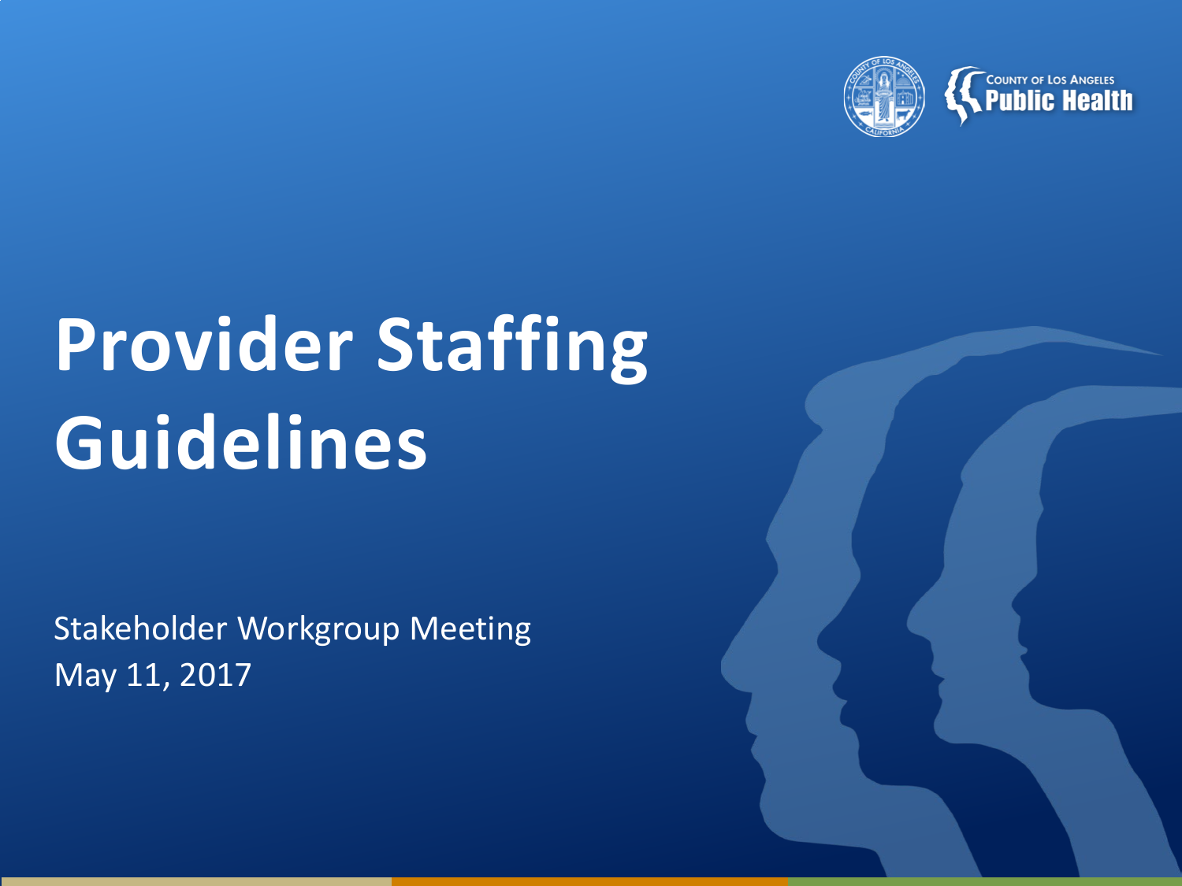COUNTY OF LOS ANGELES Public Health

# Provider Staffing Guidelines

Stakeholder Workgroup Meeting
May 11, 2017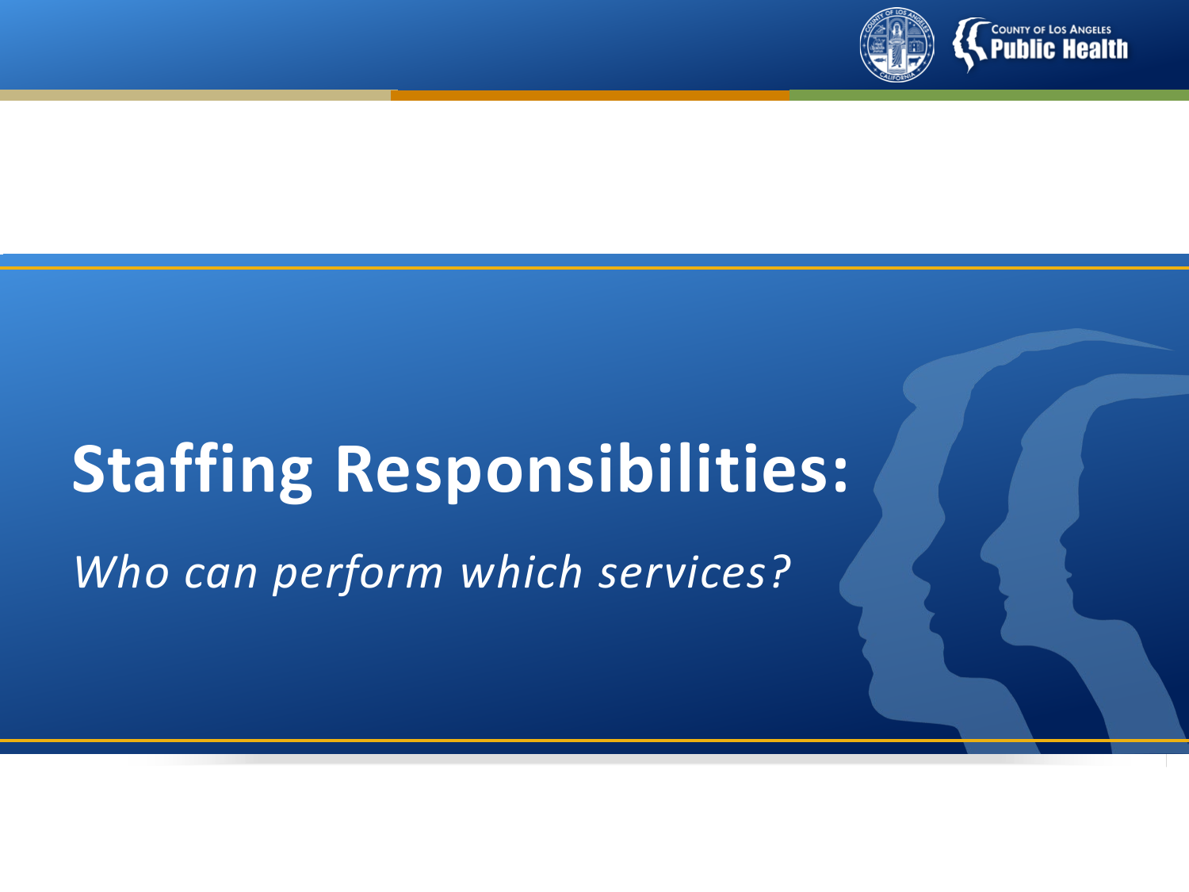# Staffing Responsibilities:

*Who can perform which services?*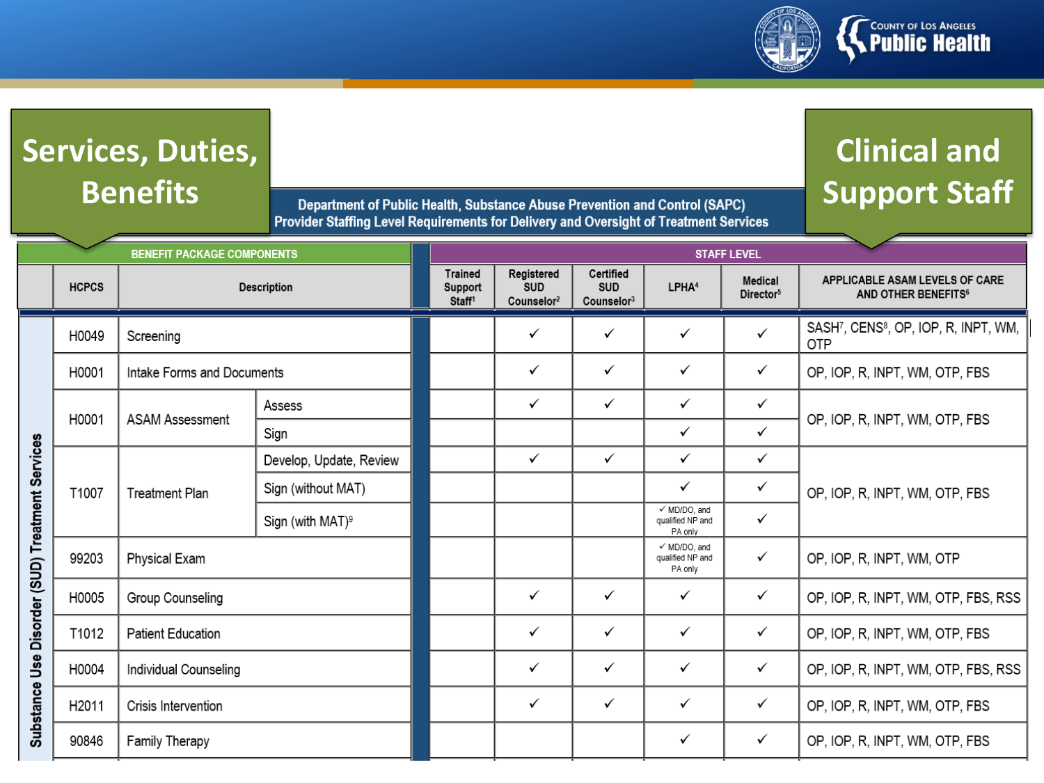**Services, Duties, Benefits**

**Clinical and Support Staff**

**Department of Public Health, Substance Abuse Prevention and Control (SAPC)**
**Provider Staffing Level Requirements for Delivery and Oversight of Treatment Services**

| | BENEFIT PACKAGE COMPONENTS | | | STAFF LEVEL | | | | | |
|---|---|---|---|---|---|---|---|---|---|
| | HCPCS | Description | | Trained Support Staff[1] | Registered SUD Counselor[2] | Certified SUD Counselor[3] | LPHA[4] | Medical Director[5] | APPLICABLE ASAM LEVELS OF CARE AND OTHER BENEFITS[6] |
| Substance Use Disorder (SUD) Treatment Services | H0049 | Screening | | | ✓ | ✓ | ✓ | ✓ | SASH[7], CENS[8], OP, IOP, R, INPT, WM, OTP |
| | H0001 | Intake Forms and Documents | | | ✓ | ✓ | ✓ | ✓ | OP, IOP, R, INPT, WM, OTP, FBS |
| | H0001 | ASAM Assessment | Assess | | ✓ | ✓ | ✓ | ✓ | OP, IOP, R, INPT, WM, OTP, FBS |
| | | | Sign | | | | ✓ | ✓ | |
| | T1007 | Treatment Plan | Develop, Update, Review | | ✓ | ✓ | ✓ | ✓ | OP, IOP, R, INPT, WM, OTP, FBS |
| | | | Sign (without MAT) | | | | ✓ | ✓ | |
| | | | Sign (with MAT)[9] | | | | ✓ MD/DO, and qualified NP and PA only | ✓ | |
| | 99203 | Physical Exam | | | | | ✓ MD/DO, and qualified NP and PA only | ✓ | OP, IOP, R, INPT, WM, OTP |
| | H0005 | Group Counseling | | | ✓ | ✓ | ✓ | ✓ | OP, IOP, R, INPT, WM, OTP, FBS, RSS |
| | T1012 | Patient Education | | | ✓ | ✓ | ✓ | ✓ | OP, IOP, R, INPT, WM, OTP, FBS |
| | H0004 | Individual Counseling | | | ✓ | ✓ | ✓ | ✓ | OP, IOP, R, INPT, WM, OTP, FBS, RSS |
| | H2011 | Crisis Intervention | | | ✓ | ✓ | ✓ | ✓ | OP, IOP, R, INPT, WM, OTP, FBS |
| | 90846 | Family Therapy | | | | | ✓ | ✓ | OP, IOP, R, INPT, WM, OTP, FBS |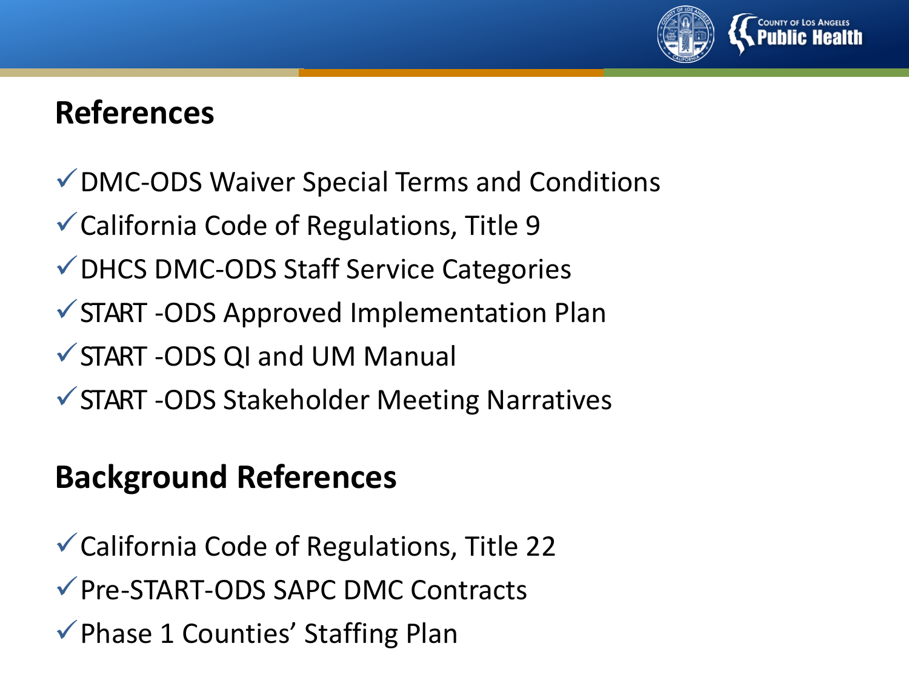## References

- ✓ DMC-ODS Waiver Special Terms and Conditions
- ✓ California Code of Regulations, Title 9
- ✓ DHCS DMC-ODS Staff Service Categories
- ✓ START -ODS Approved Implementation Plan
- ✓ START -ODS QI and UM Manual
- ✓ START -ODS Stakeholder Meeting Narratives

## Background References

- ✓ California Code of Regulations, Title 22
- ✓ Pre-START-ODS SAPC DMC Contracts
- ✓ Phase 1 Counties' Staffing Plan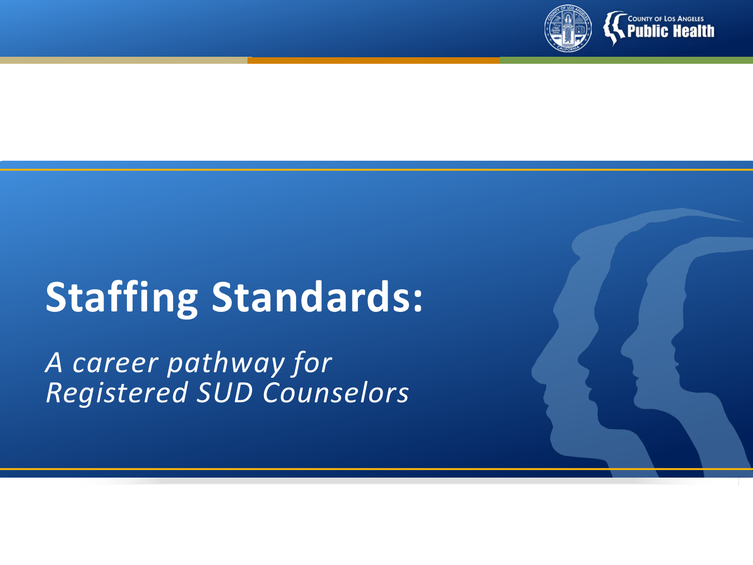# Staffing Standards:

*A career pathway for Registered SUD Counselors*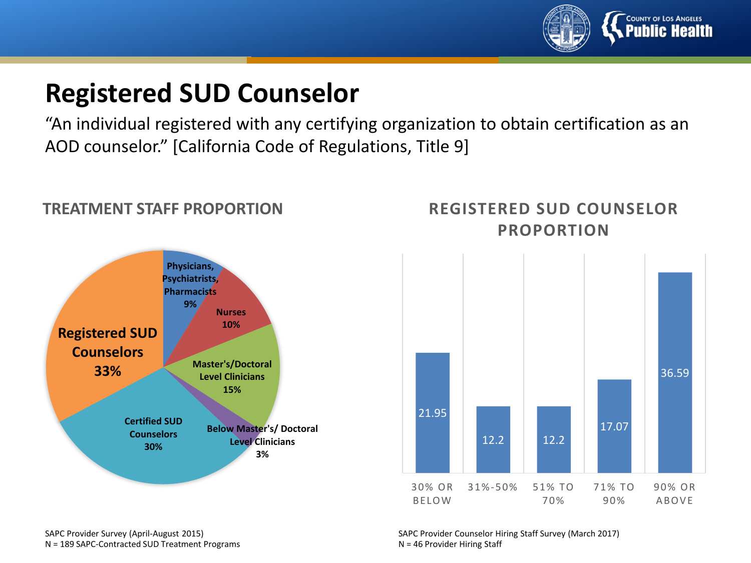# Registered SUD Counselor

"An individual registered with any certifying organization to obtain certification as an AOD counselor." [California Code of Regulations, Title 9]

## TREATMENT STAFF PROPORTION

| Staff Category | Proportion |
|---|---|
| Registered SUD Counselors | 33% |
| Certified SUD Counselors | 30% |
| Master's/Doctoral Level Clinicians | 15% |
| Nurses | 10% |
| Physicians, Psychiatrists, Pharmacists | 9% |
| Below Master's/ Doctoral Level Clinicians | 3% |

SAPC Provider Survey (April-August 2015)
N = 189 SAPC-Contracted SUD Treatment Programs

## REGISTERED SUD COUNSELOR PROPORTION

| 30% OR BELOW | 31%-50% | 51% TO 70% | 71% TO 90% | 90% OR ABOVE |
|---|---|---|---|---|
| 21.95 | 12.2 | 12.2 | 17.07 | 36.59 |

SAPC Provider Counselor Hiring Staff Survey (March 2017)
N = 46 Provider Hiring Staff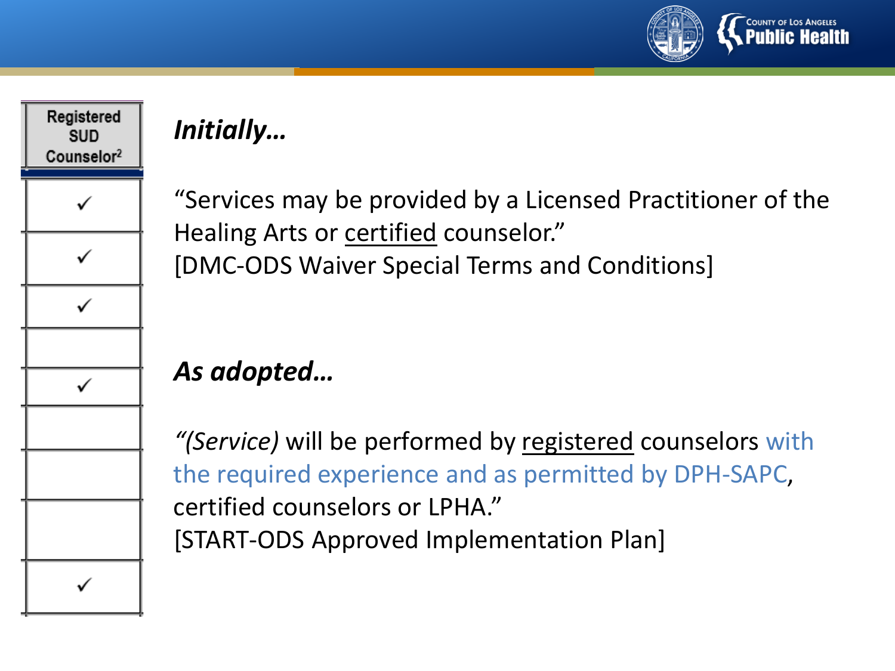| Registered SUD Counselor[2] |
| --- |
| ✓ |
| ✓ |
| ✓ |
| |
| ✓ |
| |
| |
| |
| ✓ |

***Initially…***

"Services may be provided by a Licensed Practitioner of the Healing Arts or certified counselor."
[DMC-ODS Waiver Special Terms and Conditions]

***As adopted…***

"*(Service)* will be performed by registered counselors with the required experience and as permitted by DPH-SAPC, certified counselors or LPHA."
[START-ODS Approved Implementation Plan]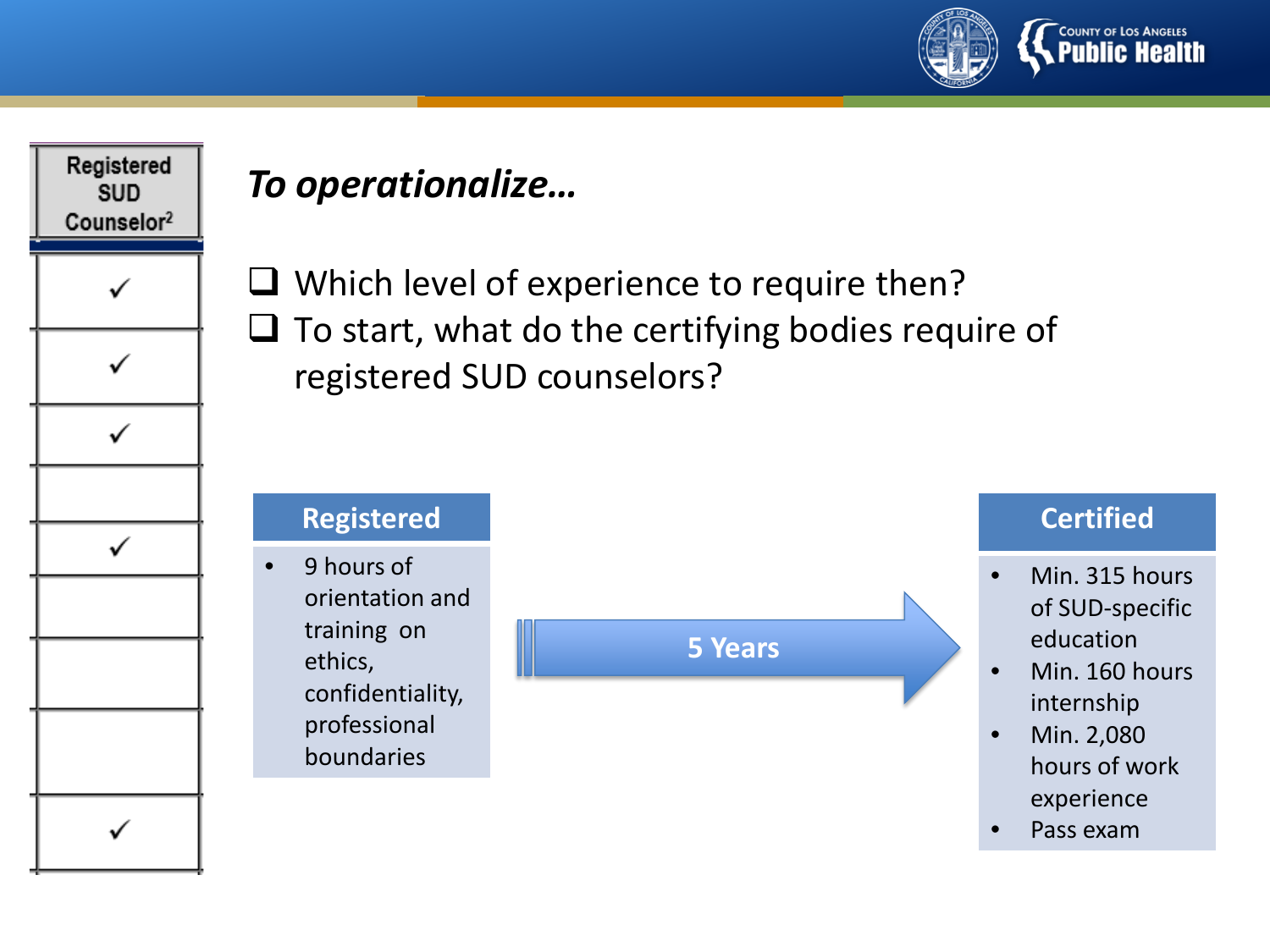| Registered SUD Counselor[2] |
| --- |
| ✓ |
| ✓ |
| ✓ |
| |
| ✓ |
| |
| |
| |
| ✓ |

## *To operationalize…*

- ❑ Which level of experience to require then?
- ❑ To start, what do the certifying bodies require of registered SUD counselors?

**Registered**

- 9 hours of orientation and training on ethics, confidentiality, professional boundaries

**5 Years** →

**Certified**

- Min. 315 hours of SUD-specific education
- Min. 160 hours internship
- Min. 2,080 hours of work experience
- Pass exam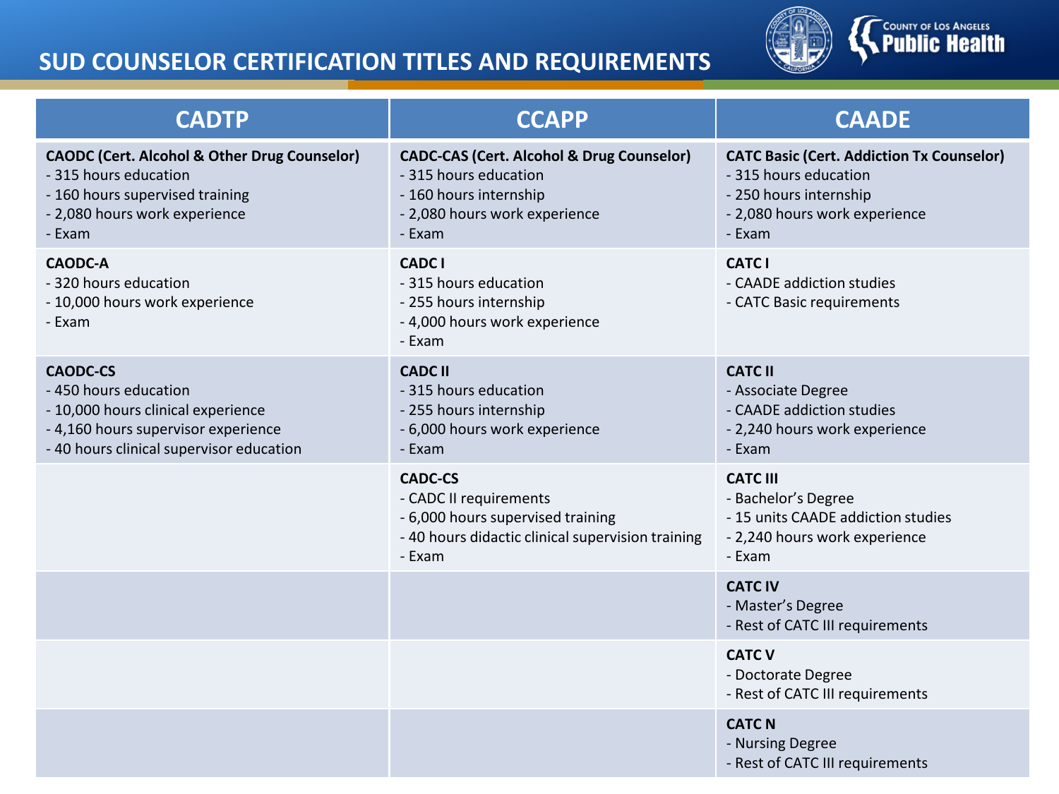## SUD COUNSELOR CERTIFICATION TITLES AND REQUIREMENTS

| CADTP | CCAPP | CAADE |
|---|---|---|
| **CAODC (Cert. Alcohol & Other Drug Counselor)**<br>- 315 hours education<br>- 160 hours supervised training<br>- 2,080 hours work experience<br>- Exam | **CADC-CAS (Cert. Alcohol & Drug Counselor)**<br>- 315 hours education<br>- 160 hours internship<br>- 2,080 hours work experience<br>- Exam | **CATC Basic (Cert. Addiction Tx Counselor)**<br>- 315 hours education<br>- 250 hours internship<br>- 2,080 hours work experience<br>- Exam |
| **CAODC-A**<br>- 320 hours education<br>- 10,000 hours work experience<br>- Exam | **CADC I**<br>- 315 hours education<br>- 255 hours internship<br>- 4,000 hours work experience<br>- Exam | **CATC I**<br>- CAADE addiction studies<br>- CATC Basic requirements |
| **CAODC-CS**<br>- 450 hours education<br>- 10,000 hours clinical experience<br>- 4,160 hours supervisor experience<br>- 40 hours clinical supervisor education | **CADC II**<br>- 315 hours education<br>- 255 hours internship<br>- 6,000 hours work experience<br>- Exam | **CATC II**<br>- Associate Degree<br>- CAADE addiction studies<br>- 2,240 hours work experience<br>- Exam |
| | **CADC-CS**<br>- CADC II requirements<br>- 6,000 hours supervised training<br>- 40 hours didactic clinical supervision training<br>- Exam | **CATC III**<br>- Bachelor's Degree<br>- 15 units CAADE addiction studies<br>- 2,240 hours work experience<br>- Exam |
| | | **CATC IV**<br>- Master's Degree<br>- Rest of CATC III requirements |
| | | **CATC V**<br>- Doctorate Degree<br>- Rest of CATC III requirements |
| | | **CATC N**<br>- Nursing Degree<br>- Rest of CATC III requirements |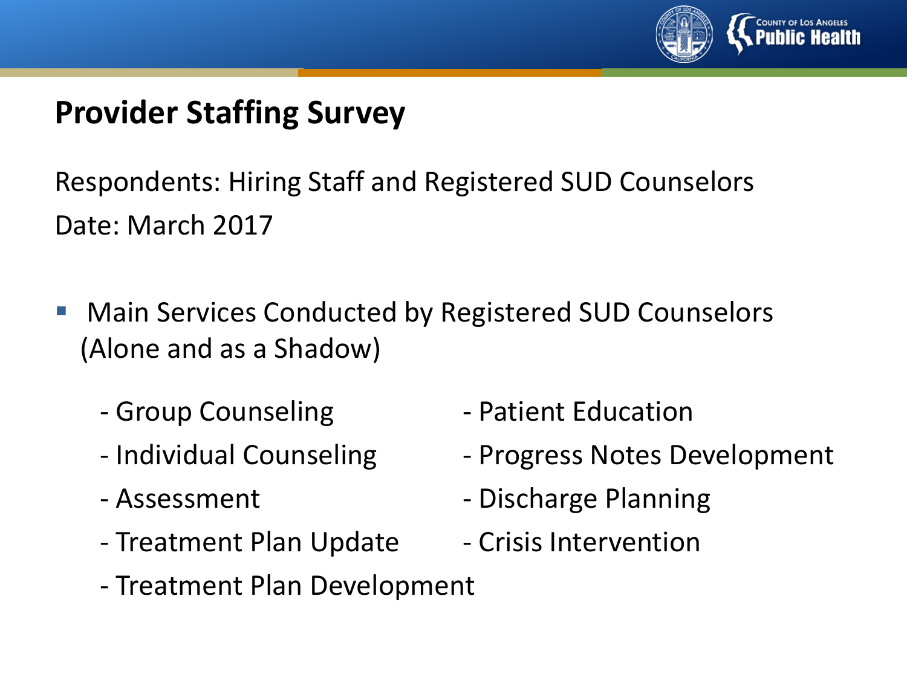## Provider Staffing Survey

Respondents: Hiring Staff and Registered SUD Counselors

Date: March 2017

- Main Services Conducted by Registered SUD Counselors (Alone and as a Shadow)
  - Group Counseling
  - Individual Counseling
  - Assessment
  - Treatment Plan Update
  - Treatment Plan Development
  - Patient Education
  - Progress Notes Development
  - Discharge Planning
  - Crisis Intervention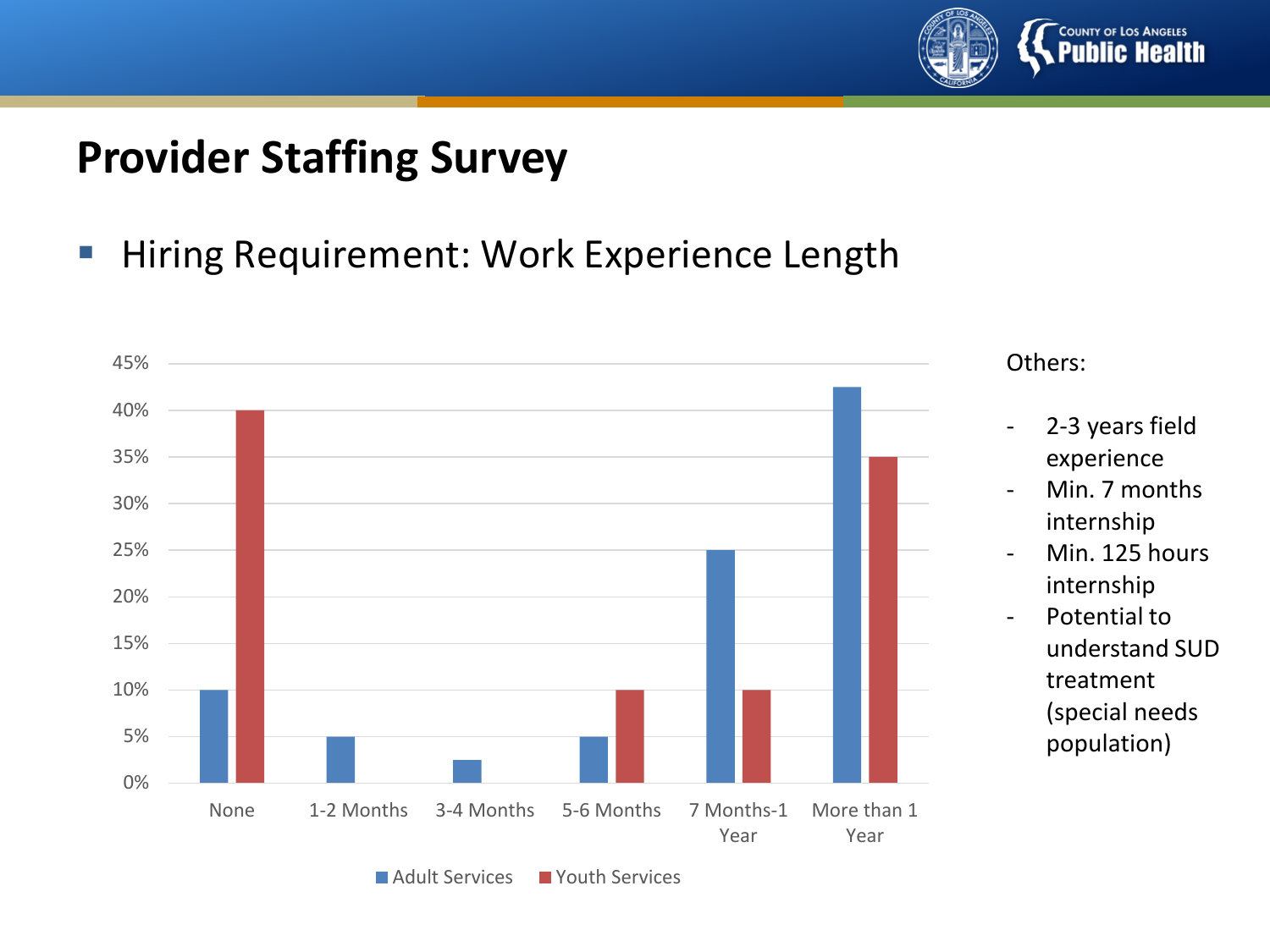# Provider Staffing Survey

- Hiring Requirement: Work Experience Length

| | Adult Services | Youth Services |
|---|---|---|
| None | 10% | 40% |
| 1-2 Months | 5% | |
| 3-4 Months | 2.5% | |
| 5-6 Months | 5% | 10% |
| 7 Months-1 Year | 25% | 10% |
| More than 1 Year | 42.5% | 35% |

Others:

- 2-3 years field experience
- Min. 7 months internship
- Min. 125 hours internship
- Potential to understand SUD treatment (special needs population)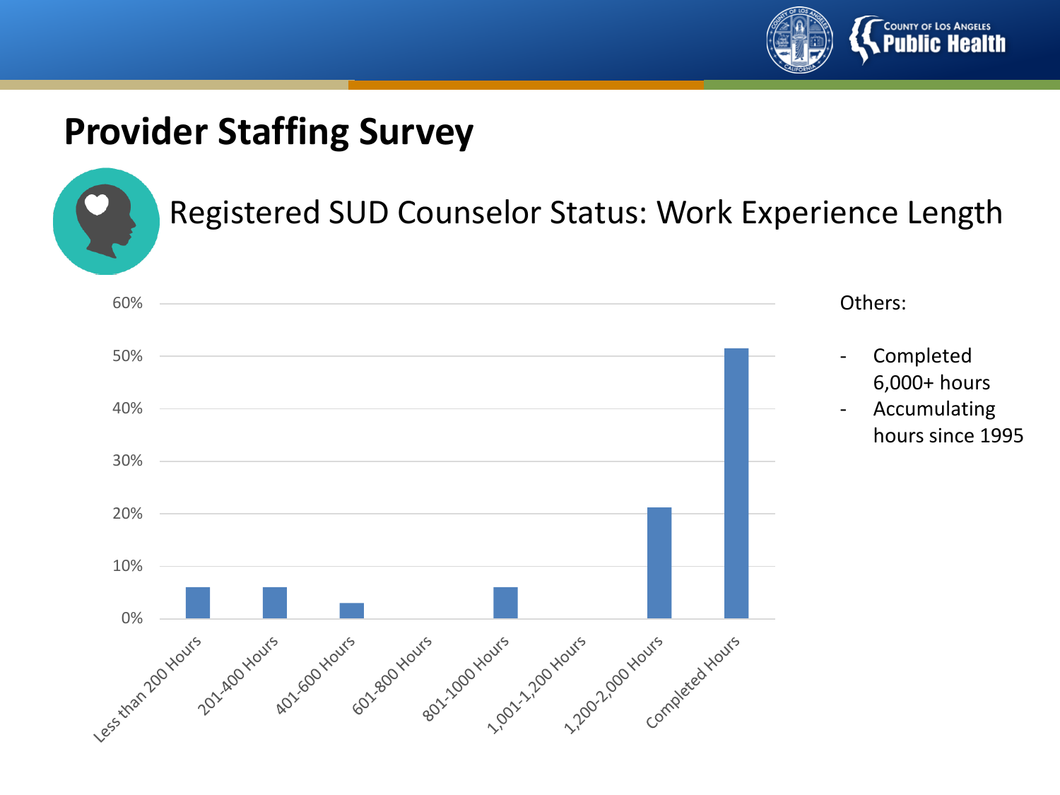# Provider Staffing Survey

## Registered SUD Counselor Status: Work Experience Length

| Work Experience Length | Percentage |
| --- | --- |
| Less than 200 Hours | ~6% |
| 201-400 Hours | ~6% |
| 401-600 Hours | ~3% |
| 601-800 Hours | 0% |
| 801-1000 Hours | ~6% |
| 1,001-1,200 Hours | 0% |
| 1,200-2,000 Hours | ~21% |
| Completed Hours | ~51% |

Others:

- Completed 6,000+ hours
- Accumulating hours since 1995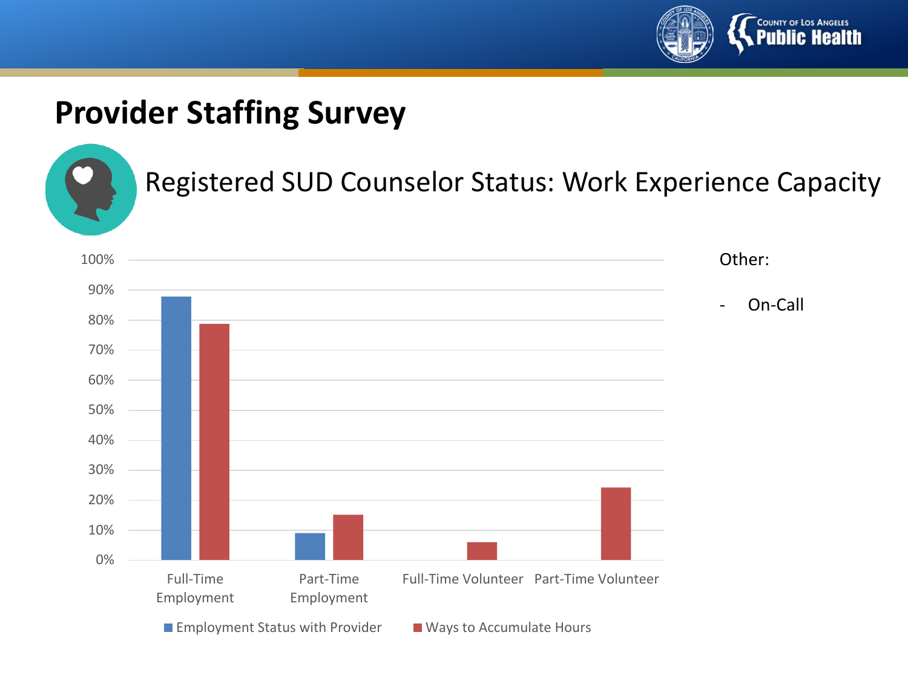# Provider Staffing Survey

## Registered SUD Counselor Status: Work Experience Capacity

| | Employment Status with Provider | Ways to Accumulate Hours |
|---|---|---|
| Full-Time Employment | 88% | 79% |
| Part-Time Employment | 9% | 15% |
| Full-Time Volunteer | | 6% |
| Part-Time Volunteer | | 24% |

Other:

- On-Call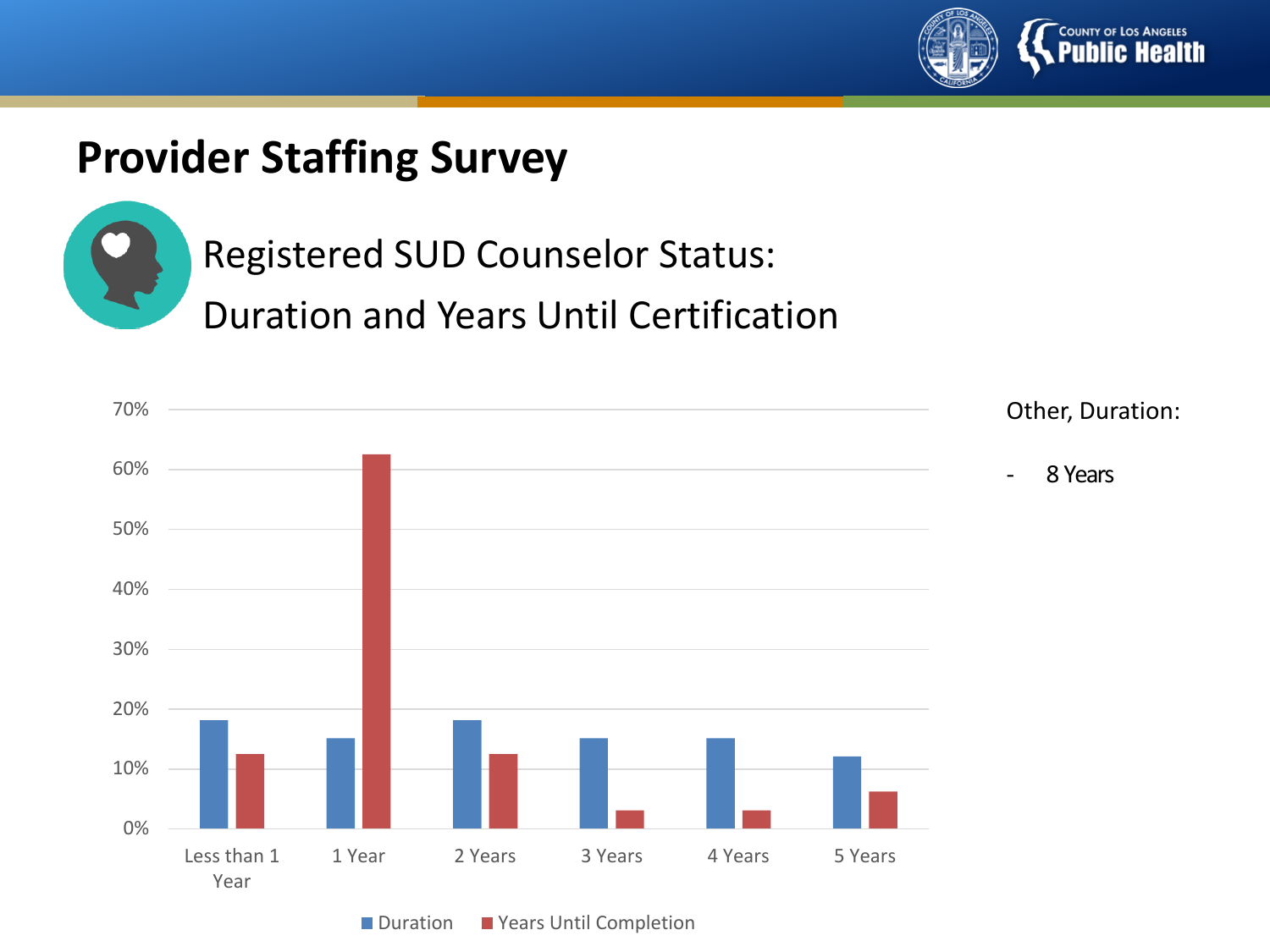# Provider Staffing Survey

## Registered SUD Counselor Status: Duration and Years Until Certification

| | Duration | Years Until Completion |
|---|---|---|
| Less than 1 Year | 18% | 12.5% |
| 1 Year | 15% | 62.5% |
| 2 Years | 18% | 12.5% |
| 3 Years | 15% | 3% |
| 4 Years | 15% | 3% |
| 5 Years | 12% | 6% |

Other, Duration:

- 8 Years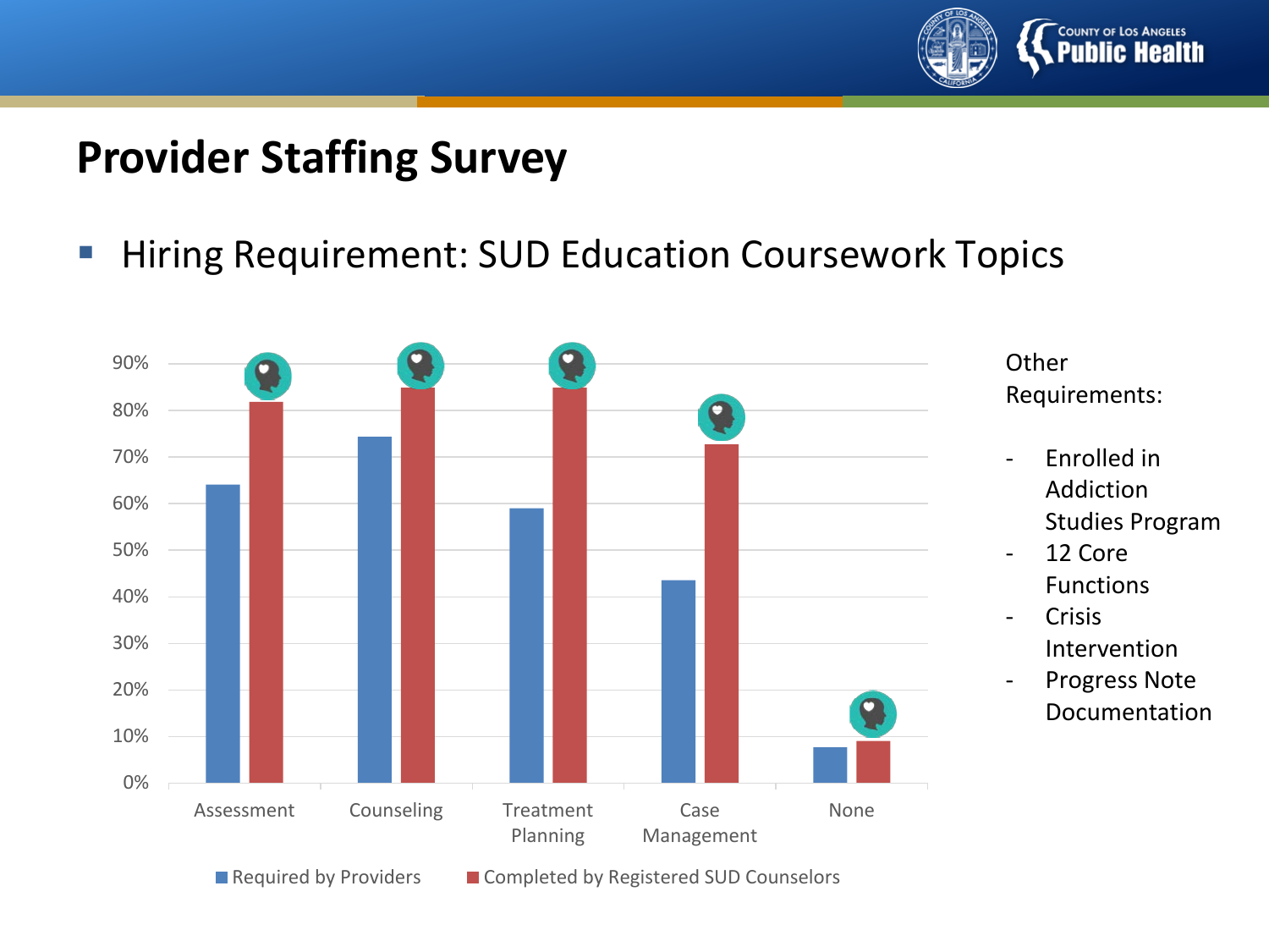# Provider Staffing Survey

- Hiring Requirement: SUD Education Coursework Topics

| | Required by Providers | Completed by Registered SUD Counselors |
|---|---|---|
| Assessment | 64% | 82% |
| Counseling | 74% | 85% |
| Treatment Planning | 59% | 85% |
| Case Management | 44% | 73% |
| None | 8% | 9% |

Other Requirements:

- Enrolled in Addiction Studies Program
- 12 Core Functions
- Crisis Intervention
- Progress Note Documentation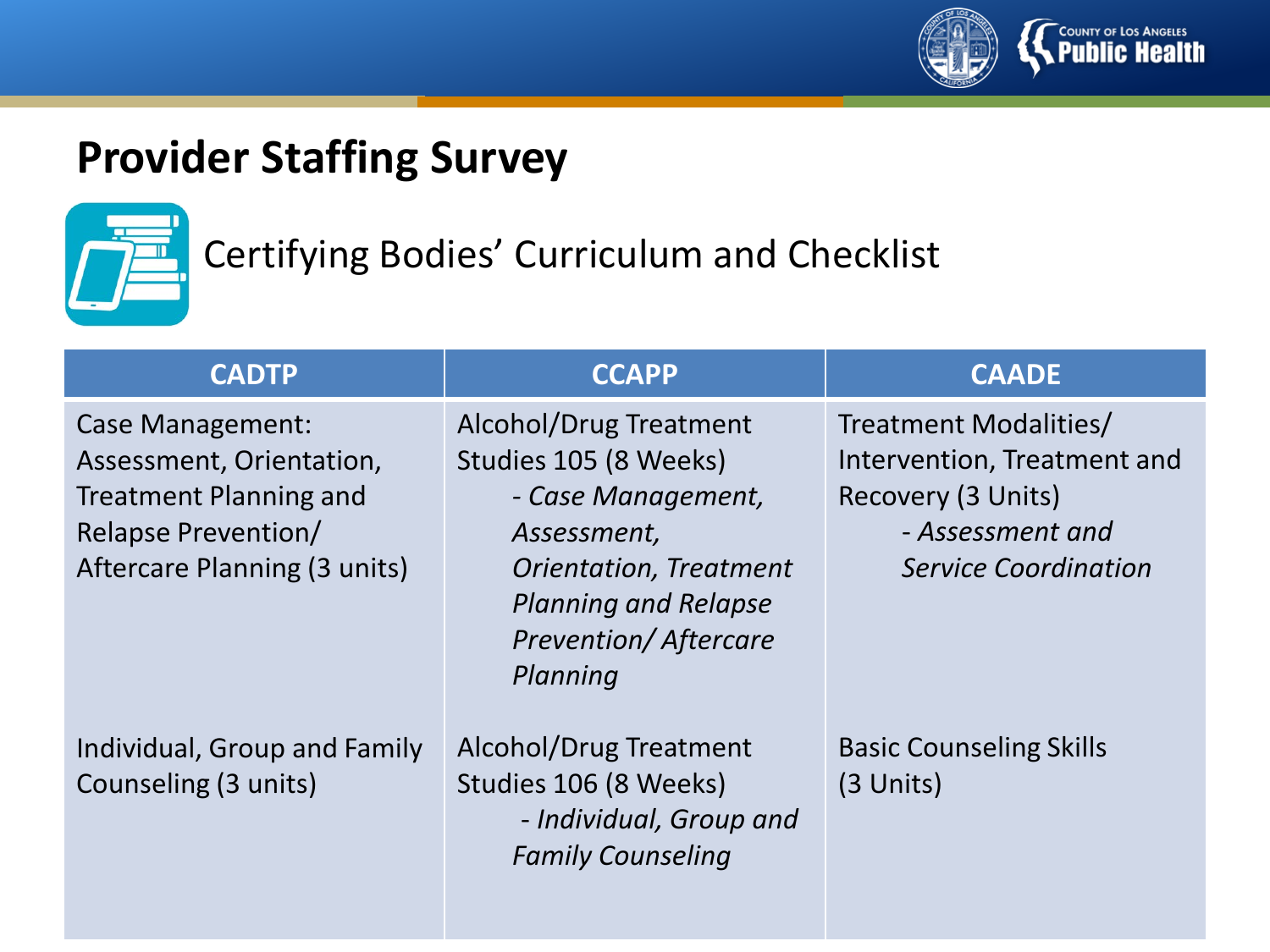# Provider Staffing Survey

## Certifying Bodies' Curriculum and Checklist

| CADTP | CCAPP | CAADE |
|---|---|---|
| Case Management: Assessment, Orientation, Treatment Planning and Relapse Prevention/ Aftercare Planning (3 units) | Alcohol/Drug Treatment Studies 105 (8 Weeks)<br>- *Case Management, Assessment, Orientation, Treatment Planning and Relapse Prevention/ Aftercare Planning* | Treatment Modalities/ Intervention, Treatment and Recovery (3 Units)<br>- *Assessment and Service Coordination* |
| Individual, Group and Family Counseling (3 units) | Alcohol/Drug Treatment Studies 106 (8 Weeks)<br>- *Individual, Group and Family Counseling* | Basic Counseling Skills (3 Units) |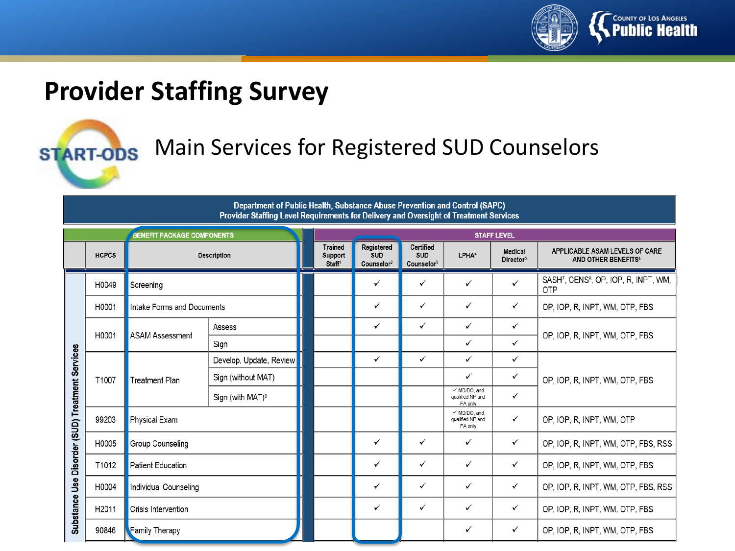# Provider Staffing Survey

## Main Services for Registered SUD Counselors

**Department of Public Health, Substance Abuse Prevention and Control (SAPC)**
**Provider Staffing Level Requirements for Delivery and Oversight of Treatment Services**

| | BENEFIT PACKAGE COMPONENTS | | | STAFF LEVEL | | | | | |
|---|---|---|---|---|---|---|---|---|---|
| | HCPCS | Description | | Trained Support Staff[1] | Registered SUD Counselor[2] | Certified SUD Counselor[3] | LPHA[4] | Medical Director[5] | APPLICABLE ASAM LEVELS OF CARE AND OTHER BENEFITS[6] |
| Substance Use Disorder (SUD) Treatment Services | H0049 | Screening | | | ✓ | ✓ | ✓ | ✓ | SASH[7], CENS[8], OP, IOP, R, INPT, WM, OTP |
| | H0001 | Intake Forms and Documents | | | ✓ | ✓ | ✓ | ✓ | OP, IOP, R, INPT, WM, OTP, FBS |
| | H0001 | ASAM Assessment | Assess | | ✓ | ✓ | ✓ | ✓ | OP, IOP, R, INPT, WM, OTP, FBS |
| | | | Sign | | | | ✓ | ✓ | |
| | T1007 | Treatment Plan | Develop, Update, Review | | ✓ | ✓ | ✓ | ✓ | OP, IOP, R, INPT, WM, OTP, FBS |
| | | | Sign (without MAT) | | | | ✓ | ✓ | |
| | | | Sign (with MAT)[9] | | | | ✓ MD/DO, and qualified NP and PA only | ✓ | |
| | 99203 | Physical Exam | | | | | ✓ MD/DO, and qualified NP and PA only | ✓ | OP, IOP, R, INPT, WM, OTP |
| | H0005 | Group Counseling | | | ✓ | ✓ | ✓ | ✓ | OP, IOP, R, INPT, WM, OTP, FBS, RSS |
| | T1012 | Patient Education | | | ✓ | ✓ | ✓ | ✓ | OP, IOP, R, INPT, WM, OTP, FBS |
| | H0004 | Individual Counseling | | | ✓ | ✓ | ✓ | ✓ | OP, IOP, R, INPT, WM, OTP, FBS, RSS |
| | H2011 | Crisis Intervention | | | ✓ | ✓ | ✓ | ✓ | OP, IOP, R, INPT, WM, OTP, FBS |
| | 90846 | Family Therapy | | | | | ✓ | ✓ | OP, IOP, R, INPT, WM, OTP, FBS |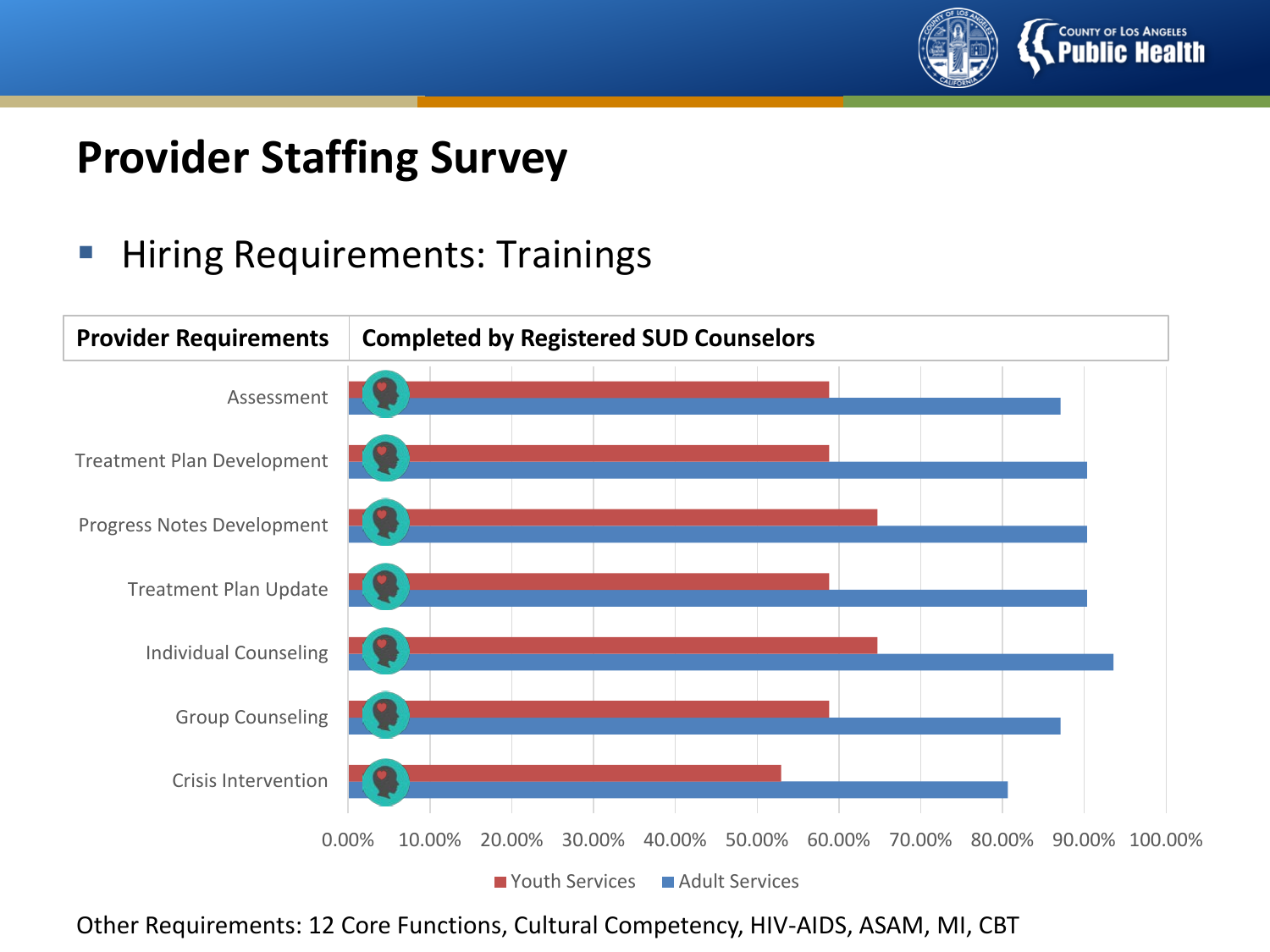# Provider Staffing Survey

- Hiring Requirements: Trainings

| Provider Requirements | Completed by Registered SUD Counselors |
|---|---|

Assessment

Treatment Plan Development

Progress Notes Development

Treatment Plan Update

Individual Counseling

Group Counseling

Crisis Intervention

0.00% 10.00% 20.00% 30.00% 40.00% 50.00% 60.00% 70.00% 80.00% 90.00% 100.00%

Youth Services  Adult Services

Other Requirements: 12 Core Functions, Cultural Competency, HIV-AIDS, ASAM, MI, CBT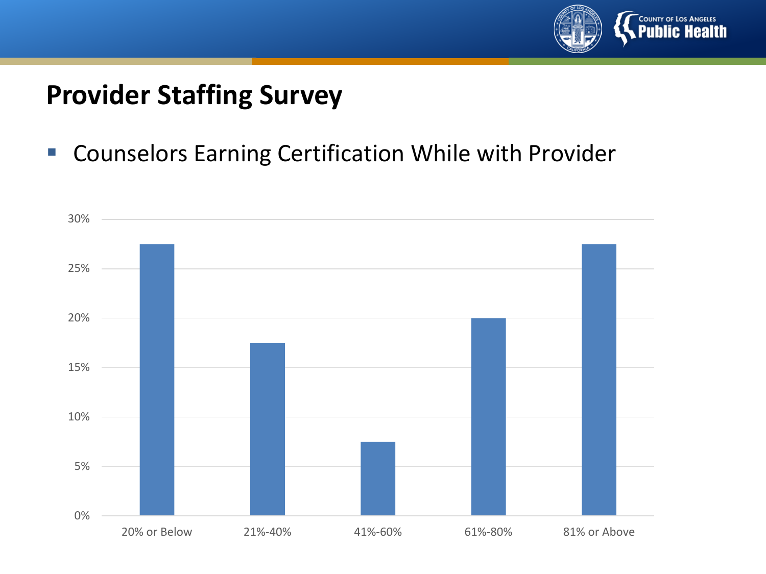# Provider Staffing Survey

- Counselors Earning Certification While with Provider

| Category | Percentage |
| --- | --- |
| 20% or Below | 27.5% |
| 21%-40% | 17.5% |
| 41%-60% | 7.5% |
| 61%-80% | 20% |
| 81% or Above | 27.5% |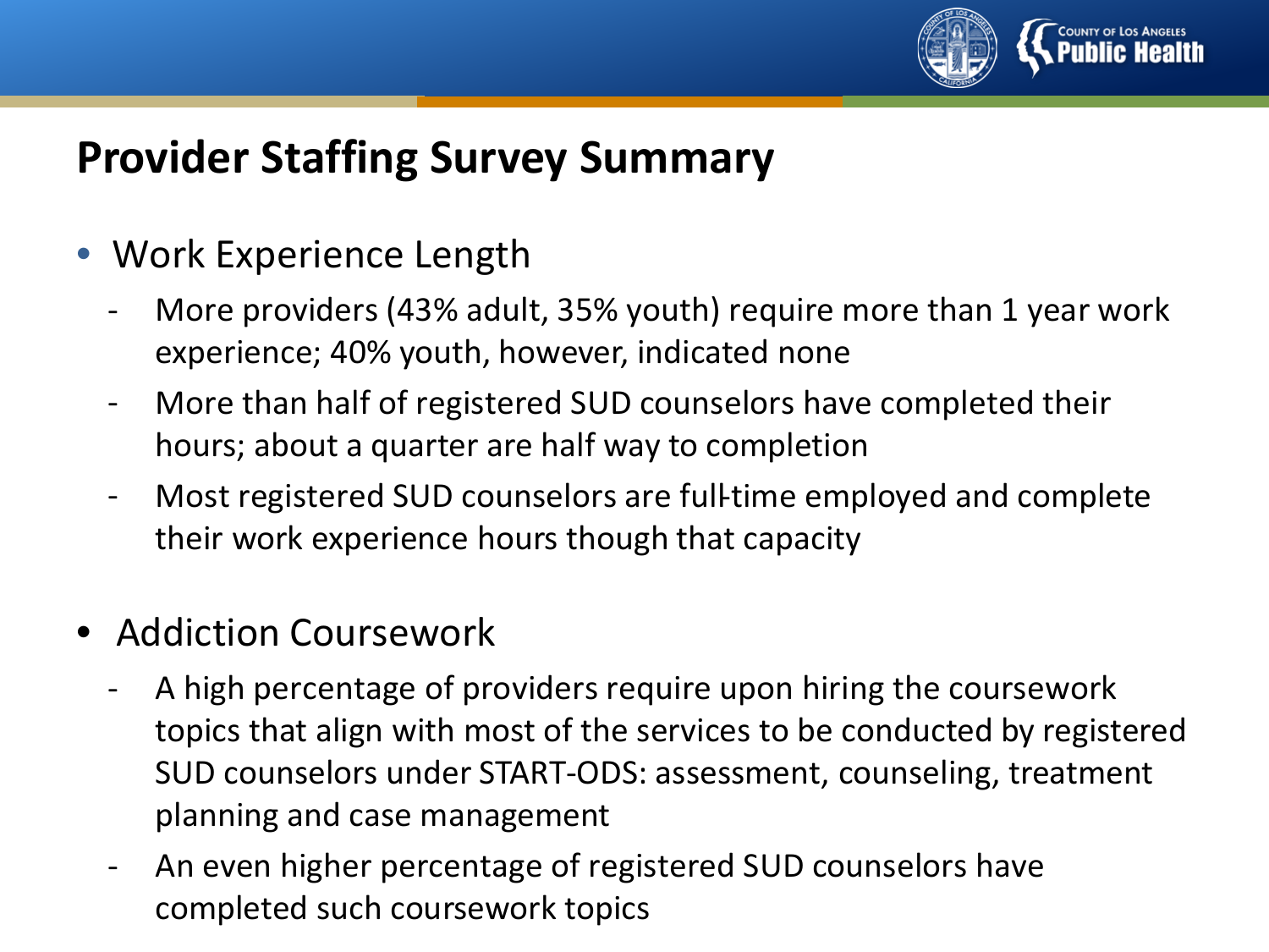# Provider Staffing Survey Summary

- Work Experience Length
  - More providers (43% adult, 35% youth) require more than 1 year work experience; 40% youth, however, indicated none
  - More than half of registered SUD counselors have completed their hours; about a quarter are half way to completion
  - Most registered SUD counselors are full-time employed and complete their work experience hours though that capacity

- Addiction Coursework
  - A high percentage of providers require upon hiring the coursework topics that align with most of the services to be conducted by registered SUD counselors under START-ODS: assessment, counseling, treatment planning and case management
  - An even higher percentage of registered SUD counselors have completed such coursework topics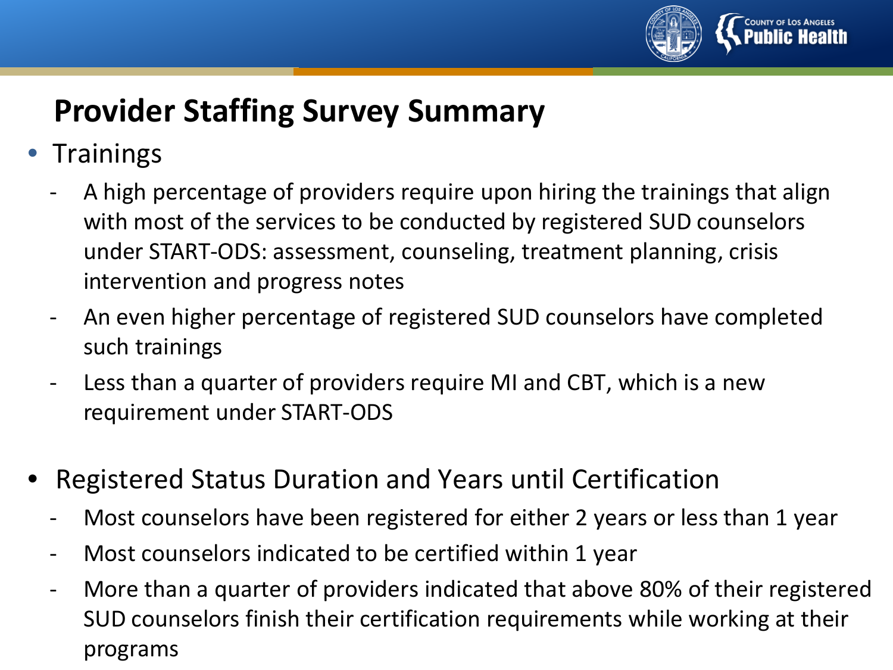# Provider Staffing Survey Summary

- Trainings
  - A high percentage of providers require upon hiring the trainings that align with most of the services to be conducted by registered SUD counselors under START-ODS: assessment, counseling, treatment planning, crisis intervention and progress notes
  - An even higher percentage of registered SUD counselors have completed such trainings
  - Less than a quarter of providers require MI and CBT, which is a new requirement under START-ODS

- Registered Status Duration and Years until Certification
  - Most counselors have been registered for either 2 years or less than 1 year
  - Most counselors indicated to be certified within 1 year
  - More than a quarter of providers indicated that above 80% of their registered SUD counselors finish their certification requirements while working at their programs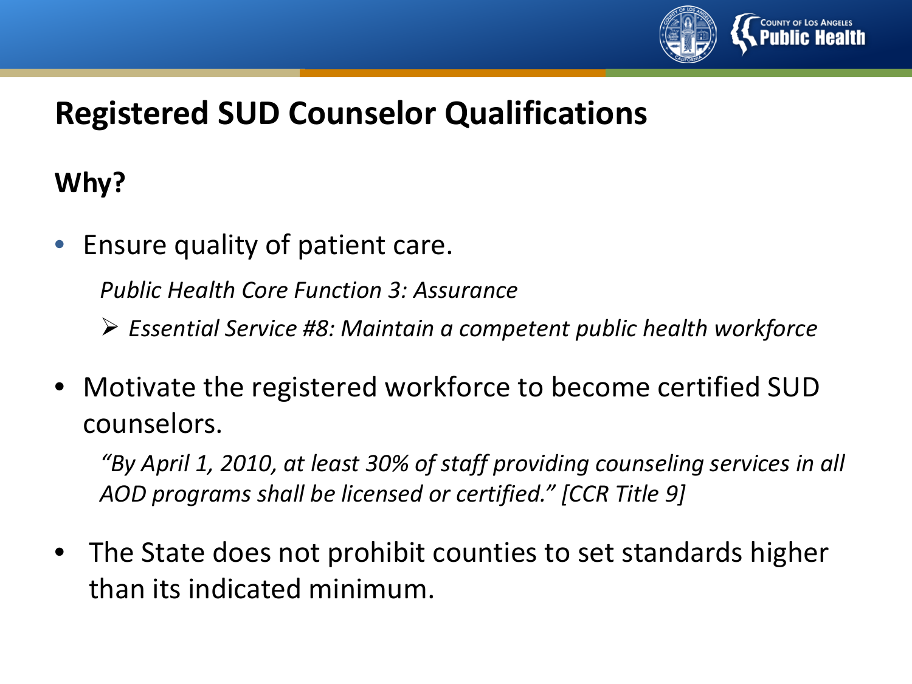# Registered SUD Counselor Qualifications

## Why?

- Ensure quality of patient care.

  *Public Health Core Function 3: Assurance*

  - *Essential Service #8: Maintain a competent public health workforce*

- Motivate the registered workforce to become certified SUD counselors.

  *"By April 1, 2010, at least 30% of staff providing counseling services in all AOD programs shall be licensed or certified." [CCR Title 9]*

- The State does not prohibit counties to set standards higher than its indicated minimum.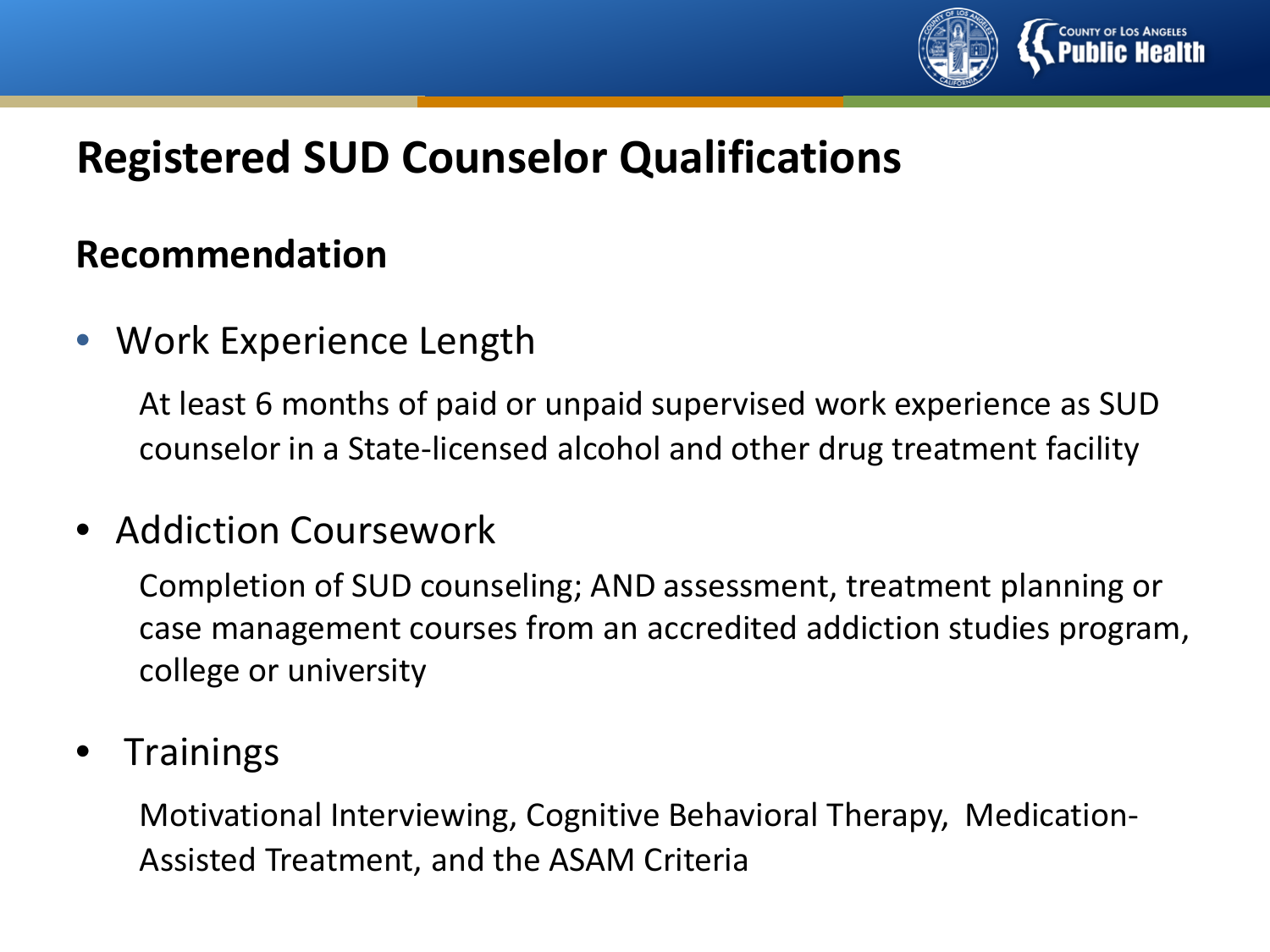# Registered SUD Counselor Qualifications

## Recommendation

- Work Experience Length

  At least 6 months of paid or unpaid supervised work experience as SUD counselor in a State-licensed alcohol and other drug treatment facility

- Addiction Coursework

  Completion of SUD counseling; AND assessment, treatment planning or case management courses from an accredited addiction studies program, college or university

- Trainings

  Motivational Interviewing, Cognitive Behavioral Therapy, Medication-Assisted Treatment, and the ASAM Criteria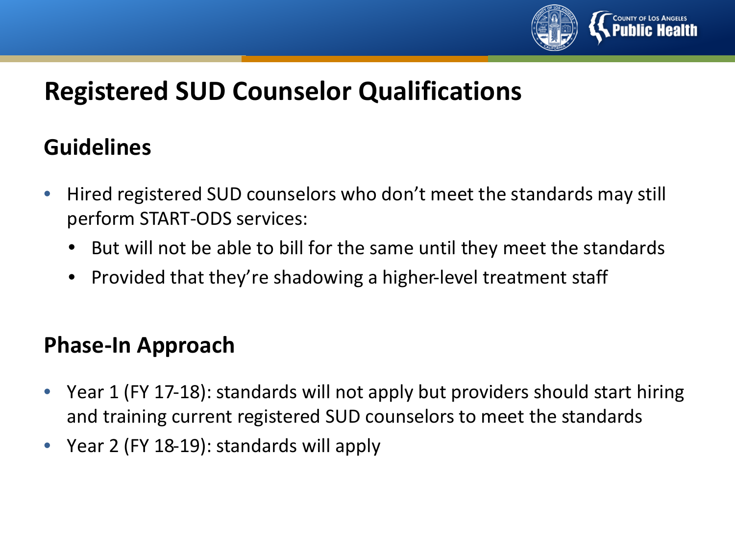# Registered SUD Counselor Qualifications

## Guidelines

- Hired registered SUD counselors who don't meet the standards may still perform START-ODS services:
  - But will not be able to bill for the same until they meet the standards
  - Provided that they're shadowing a higher-level treatment staff

## Phase-In Approach

- Year 1 (FY 17-18): standards will not apply but providers should start hiring and training current registered SUD counselors to meet the standards
- Year 2 (FY 18-19): standards will apply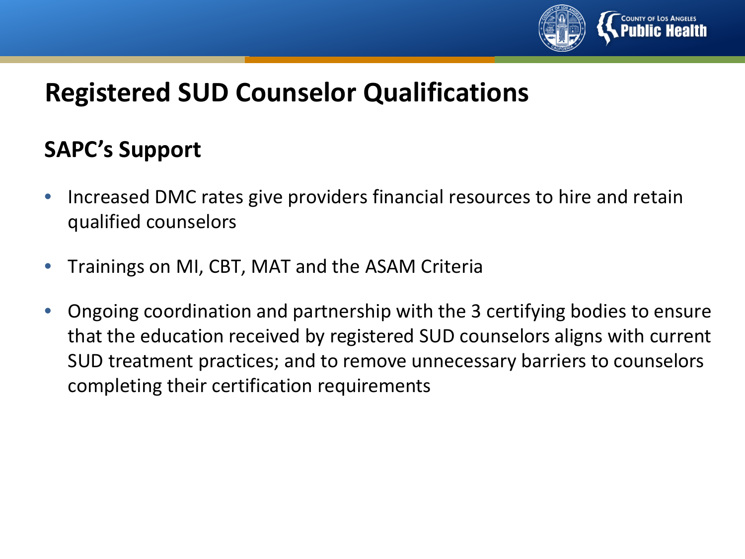# Registered SUD Counselor Qualifications

## SAPC's Support

- Increased DMC rates give providers financial resources to hire and retain qualified counselors
- Trainings on MI, CBT, MAT and the ASAM Criteria
- Ongoing coordination and partnership with the 3 certifying bodies to ensure that the education received by registered SUD counselors aligns with current SUD treatment practices; and to remove unnecessary barriers to counselors completing their certification requirements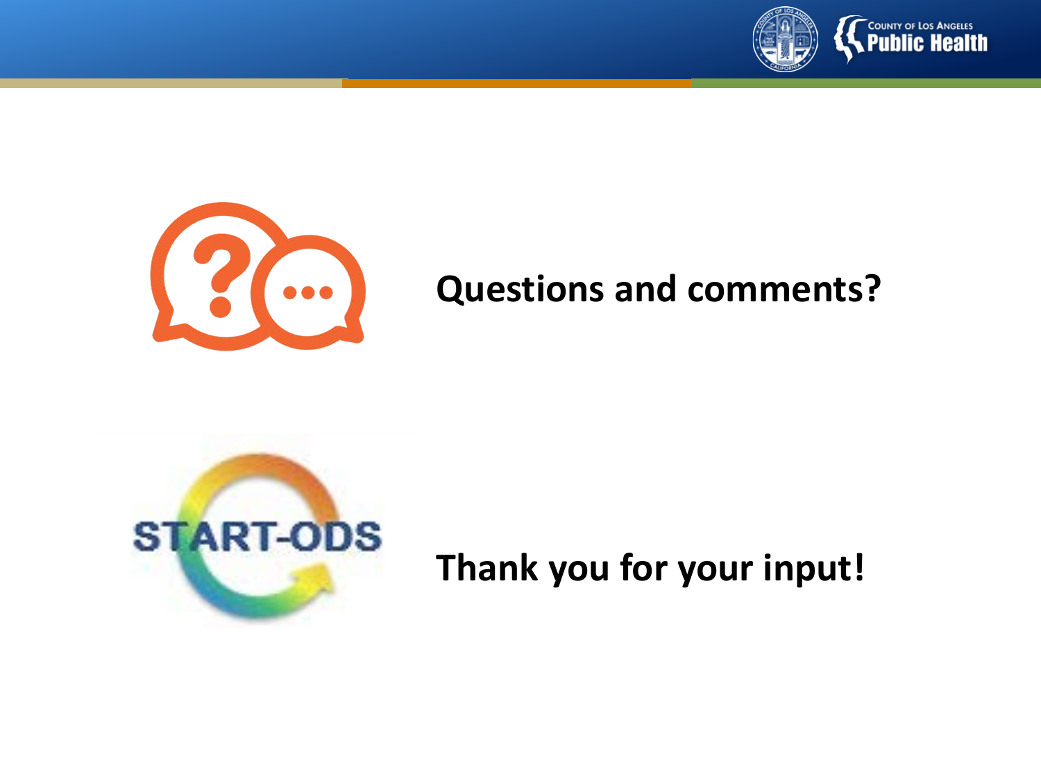Questions and comments?

START-ODS

Thank you for your input!